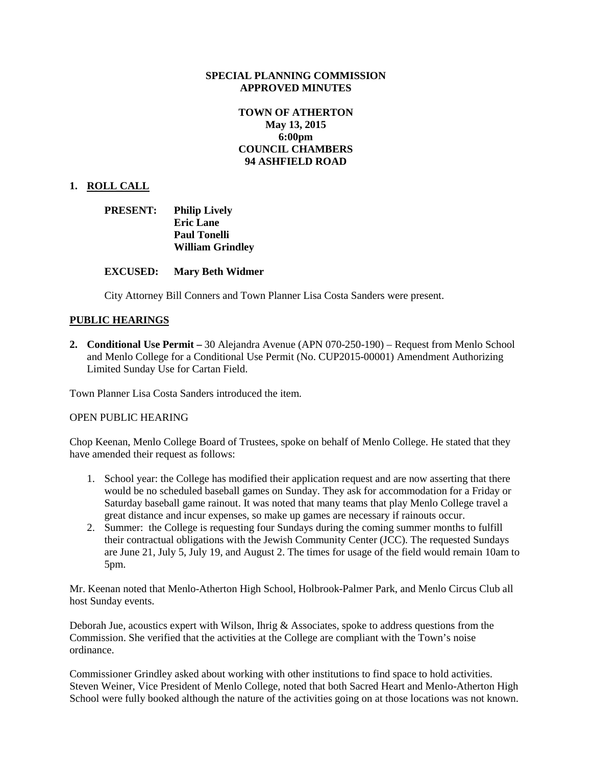**SPECIAL PLANNING COMMISSION**
**APPROVED MINUTES**

**TOWN OF ATHERTON**
**May 13, 2015**
**6:00pm**
**COUNCIL CHAMBERS**
**94 ASHFIELD ROAD**

## 1. ROLL CALL

**PRESENT:** **Philip Lively**
**Eric Lane**
**Paul Tonelli**
**William Grindley**

**EXCUSED:** **Mary Beth Widmer**

City Attorney Bill Conners and Town Planner Lisa Costa Sanders were present.

## PUBLIC HEARINGS

**2. Conditional Use Permit –** 30 Alejandra Avenue (APN 070-250-190) – Request from Menlo School and Menlo College for a Conditional Use Permit (No. CUP2015-00001) Amendment Authorizing Limited Sunday Use for Cartan Field.

Town Planner Lisa Costa Sanders introduced the item.

OPEN PUBLIC HEARING

Chop Keenan, Menlo College Board of Trustees, spoke on behalf of Menlo College. He stated that they have amended their request as follows:

1. School year: the College has modified their application request and are now asserting that there would be no scheduled baseball games on Sunday. They ask for accommodation for a Friday or Saturday baseball game rainout. It was noted that many teams that play Menlo College travel a great distance and incur expenses, so make up games are necessary if rainouts occur.
2. Summer: the College is requesting four Sundays during the coming summer months to fulfill their contractual obligations with the Jewish Community Center (JCC). The requested Sundays are June 21, July 5, July 19, and August 2. The times for usage of the field would remain 10am to 5pm.

Mr. Keenan noted that Menlo-Atherton High School, Holbrook-Palmer Park, and Menlo Circus Club all host Sunday events.

Deborah Jue, acoustics expert with Wilson, Ihrig & Associates, spoke to address questions from the Commission. She verified that the activities at the College are compliant with the Town's noise ordinance.

Commissioner Grindley asked about working with other institutions to find space to hold activities. Steven Weiner, Vice President of Menlo College, noted that both Sacred Heart and Menlo-Atherton High School were fully booked although the nature of the activities going on at those locations was not known.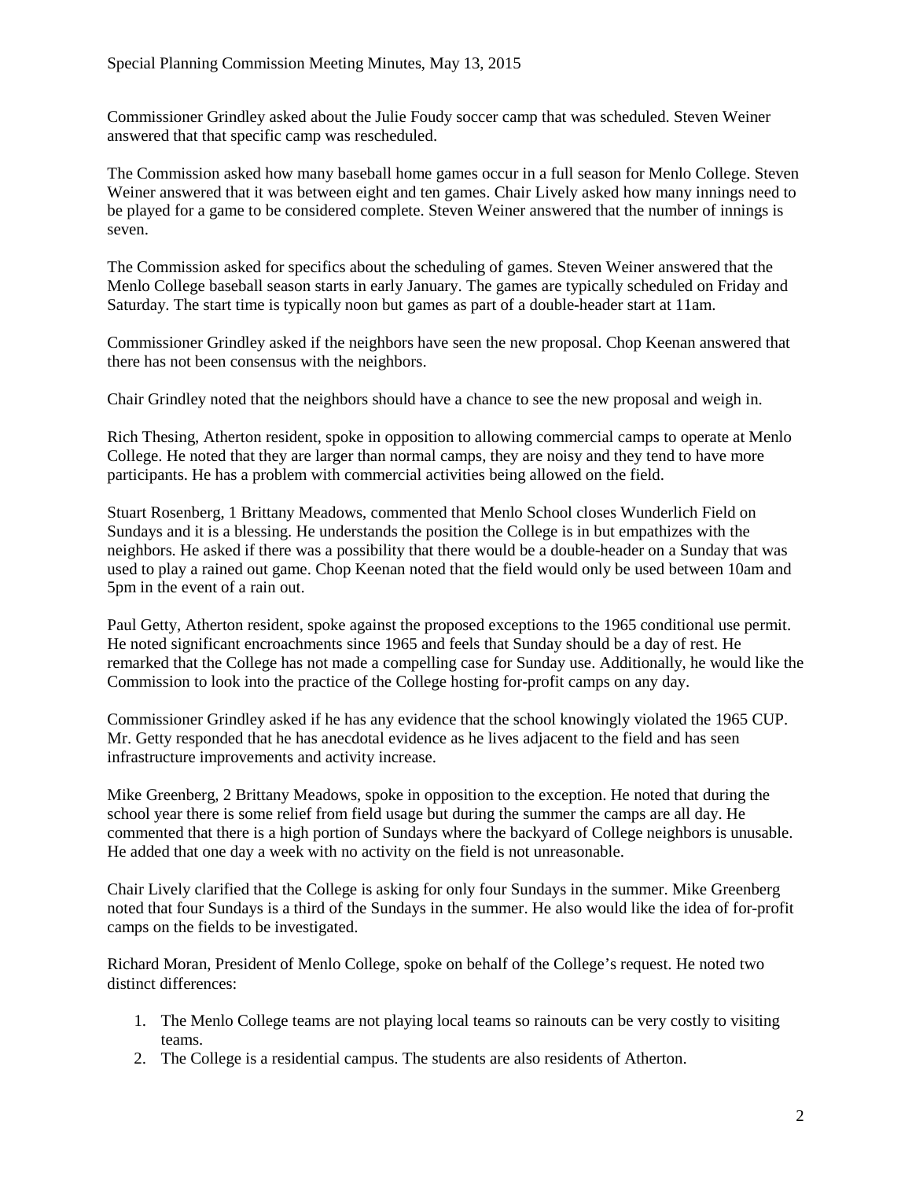Commissioner Grindley asked about the Julie Foudy soccer camp that was scheduled. Steven Weiner answered that that specific camp was rescheduled.

The Commission asked how many baseball home games occur in a full season for Menlo College. Steven Weiner answered that it was between eight and ten games. Chair Lively asked how many innings need to be played for a game to be considered complete. Steven Weiner answered that the number of innings is seven.

The Commission asked for specifics about the scheduling of games. Steven Weiner answered that the Menlo College baseball season starts in early January. The games are typically scheduled on Friday and Saturday. The start time is typically noon but games as part of a double-header start at 11am.

Commissioner Grindley asked if the neighbors have seen the new proposal. Chop Keenan answered that there has not been consensus with the neighbors.

Chair Grindley noted that the neighbors should have a chance to see the new proposal and weigh in.

Rich Thesing, Atherton resident, spoke in opposition to allowing commercial camps to operate at Menlo College. He noted that they are larger than normal camps, they are noisy and they tend to have more participants. He has a problem with commercial activities being allowed on the field.

Stuart Rosenberg, 1 Brittany Meadows, commented that Menlo School closes Wunderlich Field on Sundays and it is a blessing. He understands the position the College is in but empathizes with the neighbors. He asked if there was a possibility that there would be a double-header on a Sunday that was used to play a rained out game. Chop Keenan noted that the field would only be used between 10am and 5pm in the event of a rain out.

Paul Getty, Atherton resident, spoke against the proposed exceptions to the 1965 conditional use permit. He noted significant encroachments since 1965 and feels that Sunday should be a day of rest. He remarked that the College has not made a compelling case for Sunday use. Additionally, he would like the Commission to look into the practice of the College hosting for-profit camps on any day.

Commissioner Grindley asked if he has any evidence that the school knowingly violated the 1965 CUP. Mr. Getty responded that he has anecdotal evidence as he lives adjacent to the field and has seen infrastructure improvements and activity increase.

Mike Greenberg, 2 Brittany Meadows, spoke in opposition to the exception. He noted that during the school year there is some relief from field usage but during the summer the camps are all day. He commented that there is a high portion of Sundays where the backyard of College neighbors is unusable. He added that one day a week with no activity on the field is not unreasonable.

Chair Lively clarified that the College is asking for only four Sundays in the summer. Mike Greenberg noted that four Sundays is a third of the Sundays in the summer. He also would like the idea of for-profit camps on the fields to be investigated.

Richard Moran, President of Menlo College, spoke on behalf of the College's request. He noted two distinct differences:

1. The Menlo College teams are not playing local teams so rainouts can be very costly to visiting teams.
2. The College is a residential campus. The students are also residents of Atherton.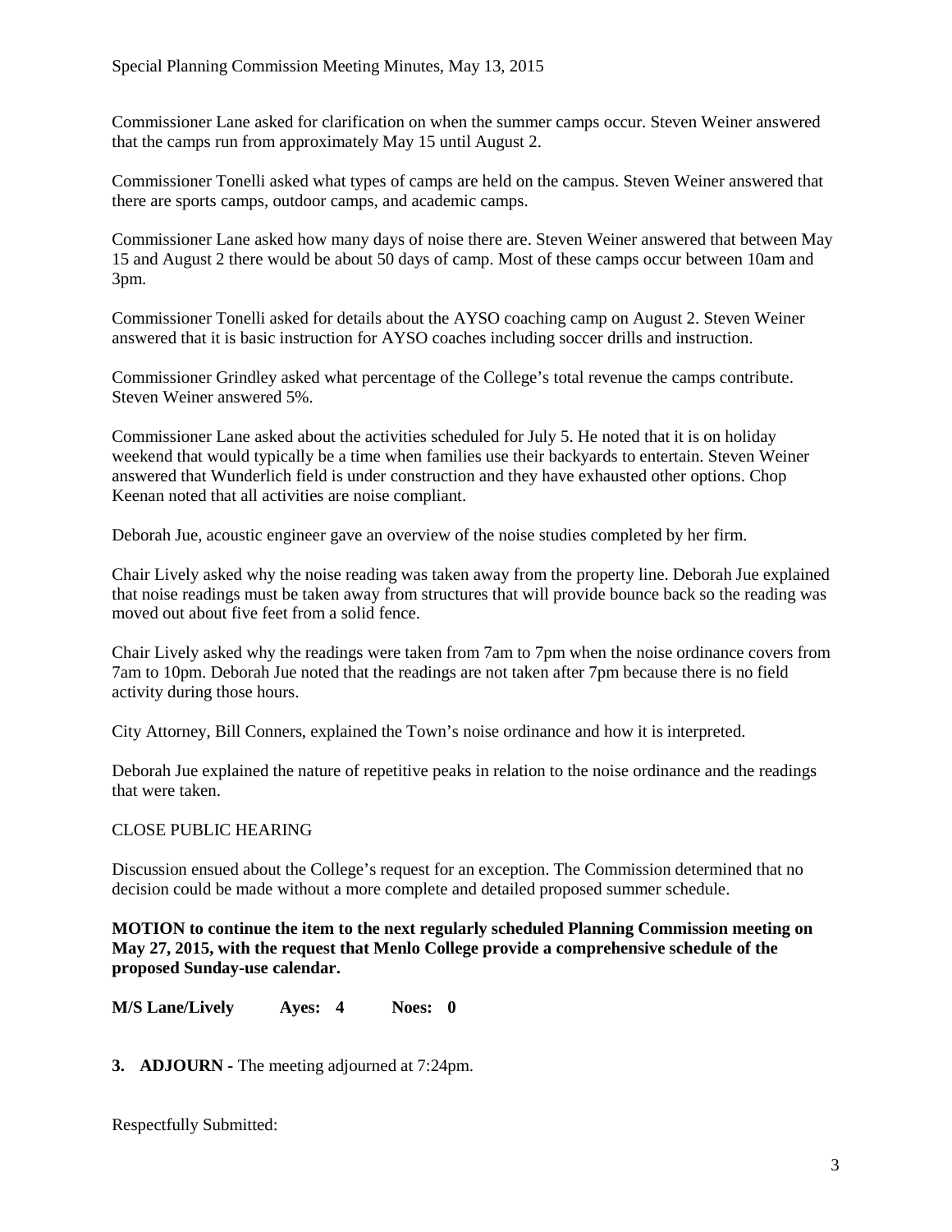Commissioner Lane asked for clarification on when the summer camps occur. Steven Weiner answered that the camps run from approximately May 15 until August 2.

Commissioner Tonelli asked what types of camps are held on the campus. Steven Weiner answered that there are sports camps, outdoor camps, and academic camps.

Commissioner Lane asked how many days of noise there are. Steven Weiner answered that between May 15 and August 2 there would be about 50 days of camp. Most of these camps occur between 10am and 3pm.

Commissioner Tonelli asked for details about the AYSO coaching camp on August 2. Steven Weiner answered that it is basic instruction for AYSO coaches including soccer drills and instruction.

Commissioner Grindley asked what percentage of the College's total revenue the camps contribute. Steven Weiner answered 5%.

Commissioner Lane asked about the activities scheduled for July 5. He noted that it is on holiday weekend that would typically be a time when families use their backyards to entertain. Steven Weiner answered that Wunderlich field is under construction and they have exhausted other options. Chop Keenan noted that all activities are noise compliant.

Deborah Jue, acoustic engineer gave an overview of the noise studies completed by her firm.

Chair Lively asked why the noise reading was taken away from the property line. Deborah Jue explained that noise readings must be taken away from structures that will provide bounce back so the reading was moved out about five feet from a solid fence.

Chair Lively asked why the readings were taken from 7am to 7pm when the noise ordinance covers from 7am to 10pm. Deborah Jue noted that the readings are not taken after 7pm because there is no field activity during those hours.

City Attorney, Bill Conners, explained the Town's noise ordinance and how it is interpreted.

Deborah Jue explained the nature of repetitive peaks in relation to the noise ordinance and the readings that were taken.

CLOSE PUBLIC HEARING

Discussion ensued about the College's request for an exception. The Commission determined that no decision could be made without a more complete and detailed proposed summer schedule.

**MOTION to continue the item to the next regularly scheduled Planning Commission meeting on May 27, 2015, with the request that Menlo College provide a comprehensive schedule of the proposed Sunday-use calendar.**

**M/S Lane/Lively Ayes: 4 Noes: 0**

**3. ADJOURN -** The meeting adjourned at 7:24pm.

Respectfully Submitted: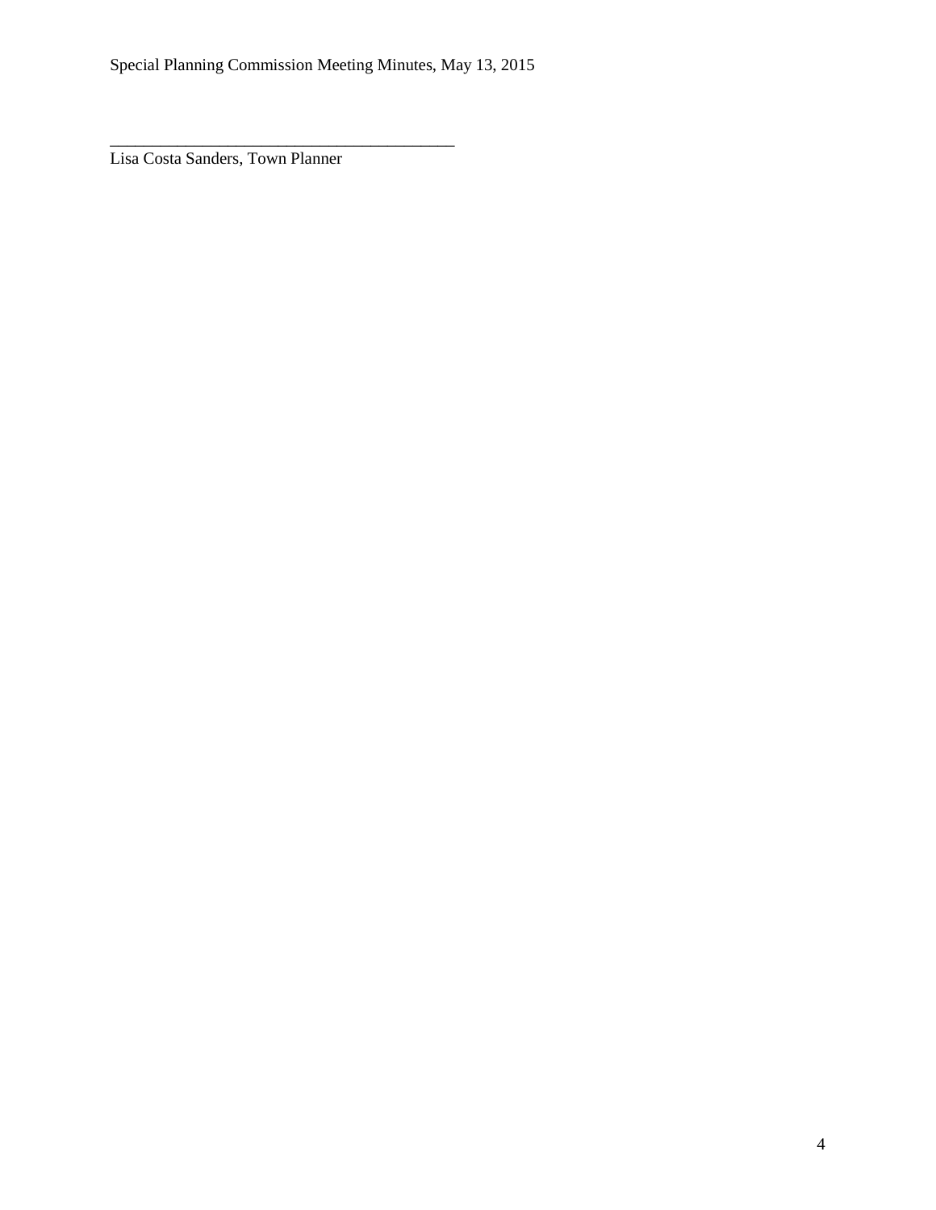___________________________________________

Lisa Costa Sanders, Town Planner